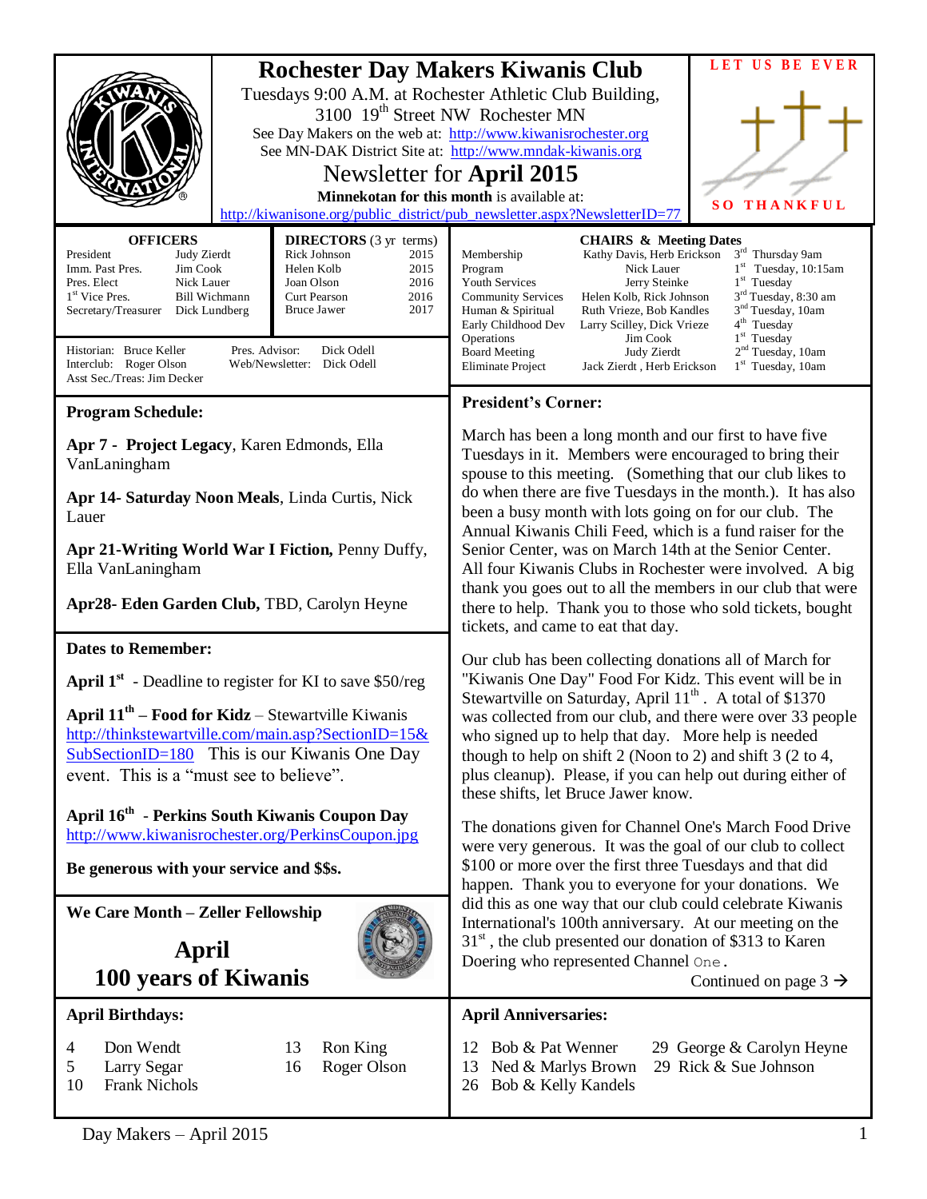# Rochester Day Makers Kiwanis Club

Tuesdays 9:00 A.M. at Rochester Athletic Club Building,
3100 19th Street NW Rochester MN
See Day Makers on the web at: http://www.kiwanisrochester.org
See MN-DAK District Site at: http://www.mndak-kiwanis.org

## Newsletter for April 2015

**Minnekotan for this month** is available at:
http://kiwanisone.org/public_district/pub_newsletter.aspx?NewsletterID=77

LET US BE EVER SO THANKFUL

**OFFICERS**

| | |
|---|---|
| President | Judy Zierdt |
| Imm. Past Pres. | Jim Cook |
| Pres. Elect | Nick Lauer |
| 1st Vice Pres. | Bill Wichmann |
| Secretary/Treasurer | Dick Lundberg |

**DIRECTORS** (3 yr terms)

| | |
|---|---|
| Rick Johnson | 2015 |
| Helen Kolb | 2015 |
| Joan Olson | 2016 |
| Curt Pearson | 2016 |
| Bruce Jawer | 2017 |

Historian: Bruce Keller
Interclub: Roger Olson
Asst Sec./Treas: Jim Decker
Pres. Advisor: Dick Odell
Web/Newsletter: Dick Odell

**CHAIRS & Meeting Dates**

| | | |
|---|---|---|
| Membership | Kathy Davis, Herb Erickson | 3rd Thursday 9am |
| Program | Nick Lauer | 1st Tuesday, 10:15am |
| Youth Services | Jerry Steinke | 1st Tuesday |
| Community Services | Helen Kolb, Rick Johnson | 3rd Tuesday, 8:30 am |
| Human & Spiritual | Ruth Vrieze, Bob Kandles | 3nd Tuesday, 10am |
| Early Childhood Dev | Larry Scilley, Dick Vrieze | 4th Tuesday |
| Operations | Jim Cook | 1st Tuesday |
| Board Meeting | Judy Zierdt | 2nd Tuesday, 10am |
| Eliminate Project | Jack Zierdt , Herb Erickson | 1st Tuesday, 10am |

### Program Schedule:

**Apr 7 - Project Legacy**, Karen Edmonds, Ella VanLaningham

**Apr 14- Saturday Noon Meals**, Linda Curtis, Nick Lauer

**Apr 21-Writing World War I Fiction,** Penny Duffy, Ella VanLaningham

**Apr28- Eden Garden Club,** TBD, Carolyn Heyne

### Dates to Remember:

**April 1st** - Deadline to register for KI to save $50/reg

**April 11th – Food for Kidz** – Stewartville Kiwanis http://thinkstewartville.com/main.asp?SectionID=15&SubSectionID=180 This is our Kiwanis One Day event. This is a "must see to believe".

**April 16th - Perkins South Kiwanis Coupon Day** http://www.kiwanisrochester.org/PerkinsCoupon.jpg

**Be generous with your service and $$s.**

### We Care Month – Zeller Fellowship

**April**
**100 years of Kiwanis**

### President's Corner:

March has been a long month and our first to have five Tuesdays in it. Members were encouraged to bring their spouse to this meeting. (Something that our club likes to do when there are five Tuesdays in the month.). It has also been a busy month with lots going on for our club. The Annual Kiwanis Chili Feed, which is a fund raiser for the Senior Center, was on March 14th at the Senior Center. All four Kiwanis Clubs in Rochester were involved. A big thank you goes out to all the members in our club that were there to help. Thank you to those who sold tickets, bought tickets, and came to eat that day.

Our club has been collecting donations all of March for "Kiwanis One Day" Food For Kidz. This event will be in Stewartville on Saturday, April 11th. A total of $1370 was collected from our club, and there were over 33 people who signed up to help that day. More help is needed though to help on shift 2 (Noon to 2) and shift 3 (2 to 4, plus cleanup). Please, if you can help out during either of these shifts, let Bruce Jawer know.

The donations given for Channel One's March Food Drive were very generous. It was the goal of our club to collect $100 or more over the first three Tuesdays and that did happen. Thank you to everyone for your donations. We did this as one way that our club could celebrate Kiwanis International's 100th anniversary. At our meeting on the 31st, the club presented our donation of $313 to Karen Doering who represented Channel One.

Continued on page 3 →

### April Birthdays:

| | |
|---|---|
| 4 | Don Wendt |
| 5 | Larry Segar |
| 10 | Frank Nichols |
| 13 | Ron King |
| 16 | Roger Olson |

### April Anniversaries:

| | |
|---|---|
| 12 | Bob & Pat Wenner |
| 13 | Ned & Marlys Brown |
| 26 | Bob & Kelly Kandels |
| 29 | George & Carolyn Heyne |
| 29 | Rick & Sue Johnson |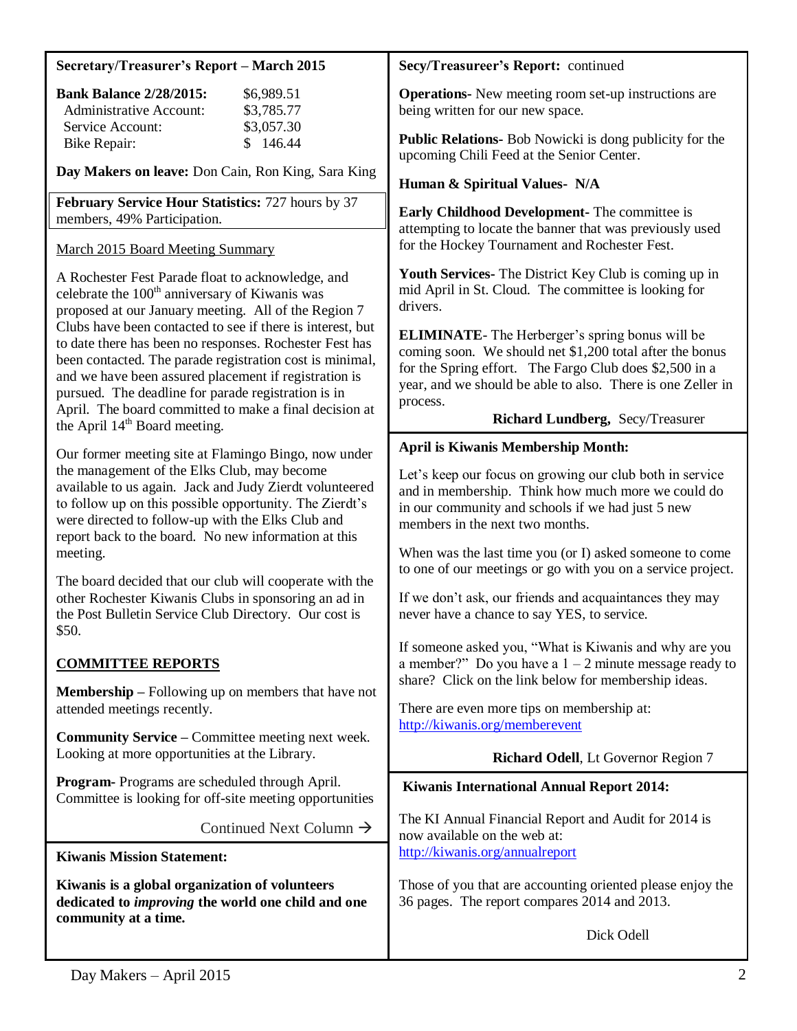**Secretary/Treasurer's Report – March 2015**

| **Bank Balance 2/28/2015:** | $6,989.51 |
|---|---|
| Administrative Account: | $3,785.77 |
| Service Account: | $3,057.30 |
| Bike Repair: | $ 146.44 |

**Day Makers on leave:** Don Cain, Ron King, Sara King

**February Service Hour Statistics:** 727 hours by 37 members, 49% Participation.

March 2015 Board Meeting Summary

A Rochester Fest Parade float to acknowledge, and celebrate the 100th anniversary of Kiwanis was proposed at our January meeting. All of the Region 7 Clubs have been contacted to see if there is interest, but to date there has been no responses. Rochester Fest has been contacted. The parade registration cost is minimal, and we have been assured placement if registration is pursued. The deadline for parade registration is in April. The board committed to make a final decision at the April 14th Board meeting.

Our former meeting site at Flamingo Bingo, now under the management of the Elks Club, may become available to us again. Jack and Judy Zierdt volunteered to follow up on this possible opportunity. The Zierdt's were directed to follow-up with the Elks Club and report back to the board. No new information at this meeting.

The board decided that our club will cooperate with the other Rochester Kiwanis Clubs in sponsoring an ad in the Post Bulletin Service Club Directory. Our cost is $50.

**COMMITTEE REPORTS**

**Membership –** Following up on members that have not attended meetings recently.

**Community Service –** Committee meeting next week. Looking at more opportunities at the Library.

**Program-** Programs are scheduled through April. Committee is looking for off-site meeting opportunities

Continued Next Column →

**Secy/Treasureer's Report:** continued

**Operations-** New meeting room set-up instructions are being written for our new space.

**Public Relations-** Bob Nowicki is dong publicity for the upcoming Chili Feed at the Senior Center.

**Human & Spiritual Values- N/A**

**Early Childhood Development-** The committee is attempting to locate the banner that was previously used for the Hockey Tournament and Rochester Fest.

**Youth Services-** The District Key Club is coming up in mid April in St. Cloud. The committee is looking for drivers.

**ELIMINATE**- The Herberger's spring bonus will be coming soon. We should net $1,200 total after the bonus for the Spring effort. The Fargo Club does $2,500 in a year, and we should be able to also. There is one Zeller in process.

**Richard Lundberg,** Secy/Treasurer

**Kiwanis Mission Statement:**

**Kiwanis is a global organization of volunteers dedicated to *improving* the world one child and one community at a time.**

**April is Kiwanis Membership Month:**

Let's keep our focus on growing our club both in service and in membership. Think how much more we could do in our community and schools if we had just 5 new members in the next two months.

When was the last time you (or I) asked someone to come to one of our meetings or go with you on a service project.

If we don't ask, our friends and acquaintances they may never have a chance to say YES, to service.

If someone asked you, "What is Kiwanis and why are you a member?" Do you have a 1 – 2 minute message ready to share? Click on the link below for membership ideas.

There are even more tips on membership at:
http://kiwanis.org/memberevent

**Richard Odell**, Lt Governor Region 7

**Kiwanis International Annual Report 2014:**

The KI Annual Financial Report and Audit for 2014 is now available on the web at:
http://kiwanis.org/annualreport

Those of you that are accounting oriented please enjoy the 36 pages. The report compares 2014 and 2013.

Dick Odell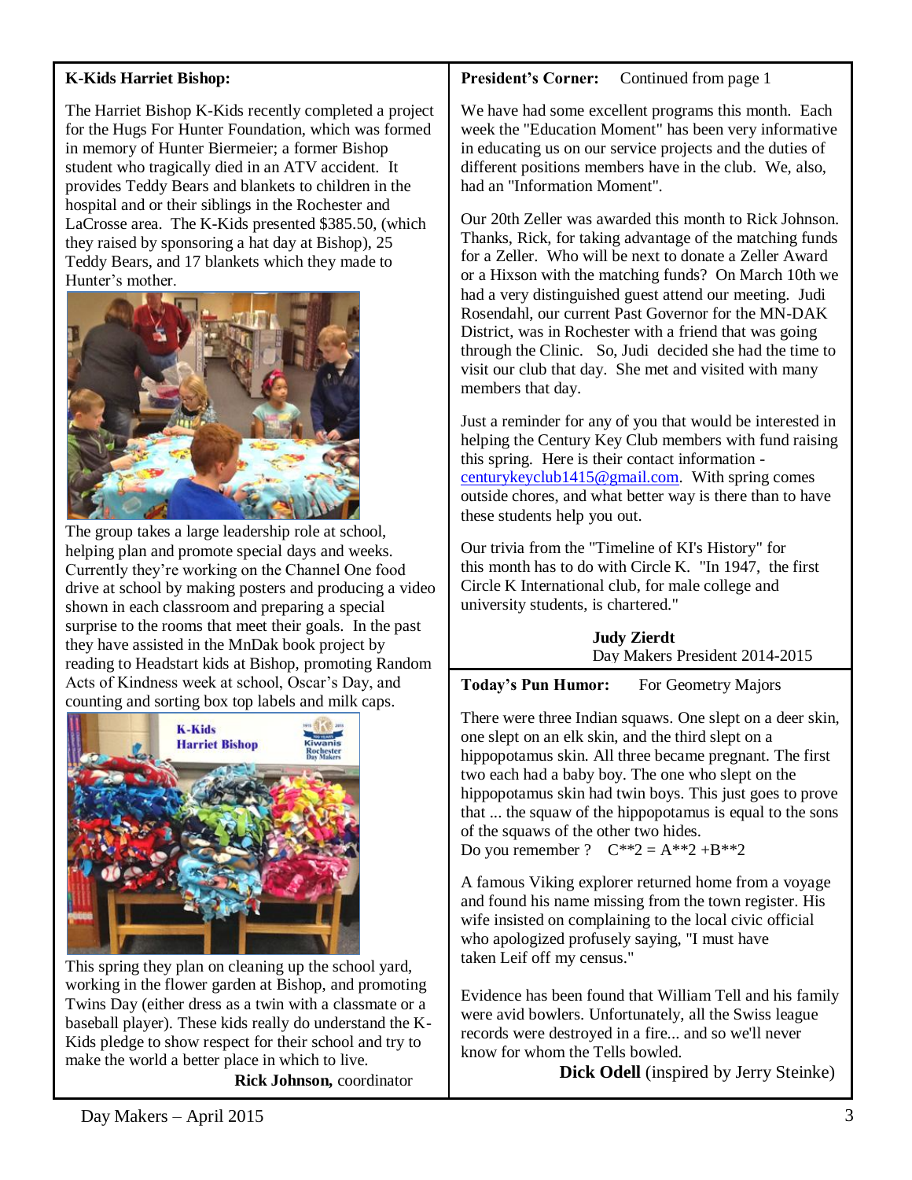**K-Kids Harriet Bishop:**

The Harriet Bishop K-Kids recently completed a project for the Hugs For Hunter Foundation, which was formed in memory of Hunter Biermeier; a former Bishop student who tragically died in an ATV accident. It provides Teddy Bears and blankets to children in the hospital and or their siblings in the Rochester and LaCrosse area. The K-Kids presented $385.50, (which they raised by sponsoring a hat day at Bishop), 25 Teddy Bears, and 17 blankets which they made to Hunter's mother.

The group takes a large leadership role at school, helping plan and promote special days and weeks. Currently they're working on the Channel One food drive at school by making posters and producing a video shown in each classroom and preparing a special surprise to the rooms that meet their goals. In the past they have assisted in the MnDak book project by reading to Headstart kids at Bishop, promoting Random Acts of Kindness week at school, Oscar's Day, and counting and sorting box top labels and milk caps.

This spring they plan on cleaning up the school yard, working in the flower garden at Bishop, and promoting Twins Day (either dress as a twin with a classmate or a baseball player). These kids really do understand the K-Kids pledge to show respect for their school and try to make the world a better place in which to live.

**Rick Johnson,** coordinator

**President's Corner:** Continued from page 1

We have had some excellent programs this month. Each week the "Education Moment" has been very informative in educating us on our service projects and the duties of different positions members have in the club. We, also, had an "Information Moment".

Our 20th Zeller was awarded this month to Rick Johnson. Thanks, Rick, for taking advantage of the matching funds for a Zeller. Who will be next to donate a Zeller Award or a Hixson with the matching funds? On March 10th we had a very distinguished guest attend our meeting. Judi Rosendahl, our current Past Governor for the MN-DAK District, was in Rochester with a friend that was going through the Clinic. So, Judi decided she had the time to visit our club that day. She met and visited with many members that day.

Just a reminder for any of you that would be interested in helping the Century Key Club members with fund raising this spring. Here is their contact information - centurykeyclub1415@gmail.com. With spring comes outside chores, and what better way is there than to have these students help you out.

Our trivia from the "Timeline of KI's History" for this month has to do with Circle K. "In 1947, the first Circle K International club, for male college and university students, is chartered."

**Judy Zierdt**
Day Makers President 2014-2015

**Today's Pun Humor:** For Geometry Majors

There were three Indian squaws. One slept on a deer skin, one slept on an elk skin, and the third slept on a hippopotamus skin. All three became pregnant. The first two each had a baby boy. The one who slept on the hippopotamus skin had twin boys. This just goes to prove that ... the squaw of the hippopotamus is equal to the sons of the squaws of the other two hides.
Do you remember ? C**2 = A**2 +B**2

A famous Viking explorer returned home from a voyage and found his name missing from the town register. His wife insisted on complaining to the local civic official who apologized profusely saying, "I must have taken Leif off my census."

Evidence has been found that William Tell and his family were avid bowlers. Unfortunately, all the Swiss league records were destroyed in a fire... and so we'll never know for whom the Tells bowled.

**Dick Odell** (inspired by Jerry Steinke)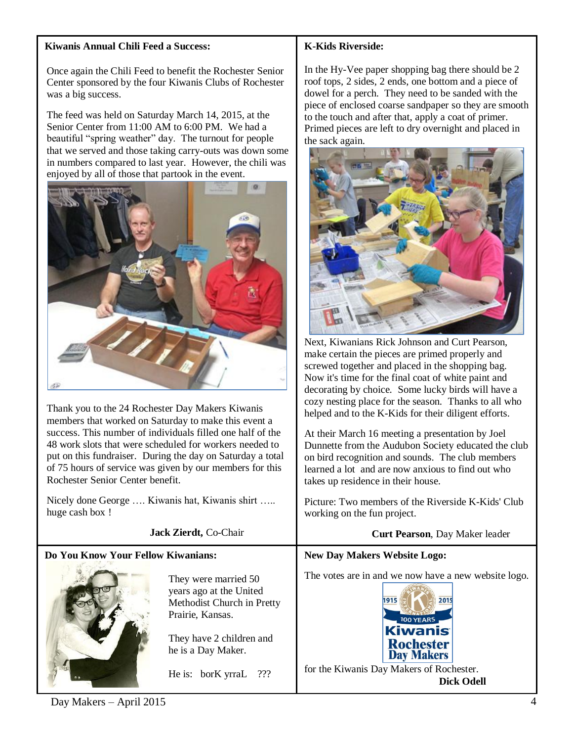**Kiwanis Annual Chili Feed a Success:**

Once again the Chili Feed to benefit the Rochester Senior Center sponsored by the four Kiwanis Clubs of Rochester was a big success.

The feed was held on Saturday March 14, 2015, at the Senior Center from 11:00 AM to 6:00 PM. We had a beautiful "spring weather" day. The turnout for people that we served and those taking carry-outs was down some in numbers compared to last year. However, the chili was enjoyed by all of those that partook in the event.

Thank you to the 24 Rochester Day Makers Kiwanis members that worked on Saturday to make this event a success. This number of individuals filled one half of the 48 work slots that were scheduled for workers needed to put on this fundraiser. During the day on Saturday a total of 75 hours of service was given by our members for this Rochester Senior Center benefit.

Nicely done George …. Kiwanis hat, Kiwanis shirt ….. huge cash box !

**Jack Zierdt,** Co-Chair

**K-Kids Riverside:**

In the Hy-Vee paper shopping bag there should be 2 roof tops, 2 sides, 2 ends, one bottom and a piece of dowel for a perch. They need to be sanded with the piece of enclosed coarse sandpaper so they are smooth to the touch and after that, apply a coat of primer. Primed pieces are left to dry overnight and placed in the sack again.

Next, Kiwanians Rick Johnson and Curt Pearson, make certain the pieces are primed properly and screwed together and placed in the shopping bag. Now it's time for the final coat of white paint and decorating by choice. Some lucky birds will have a cozy nesting place for the season. Thanks to all who helped and to the K-Kids for their diligent efforts.

At their March 16 meeting a presentation by Joel Dunnette from the Audubon Society educated the club on bird recognition and sounds. The club members learned a lot and are now anxious to find out who takes up residence in their house.

Picture: Two members of the Riverside K-Kids' Club working on the fun project.

**Curt Pearson**, Day Maker leader

**Do You Know Your Fellow Kiwanians:**

They were married 50 years ago at the United Methodist Church in Pretty Prairie, Kansas.

They have 2 children and he is a Day Maker.

He is: borK yrraL ???

**New Day Makers Website Logo:**

The votes are in and we now have a new website logo.

1915 2015
100 YEARS
Kiwanis
Rochester
Day Makers

for the Kiwanis Day Makers of Rochester.

**Dick Odell**

Day Makers – April 2015